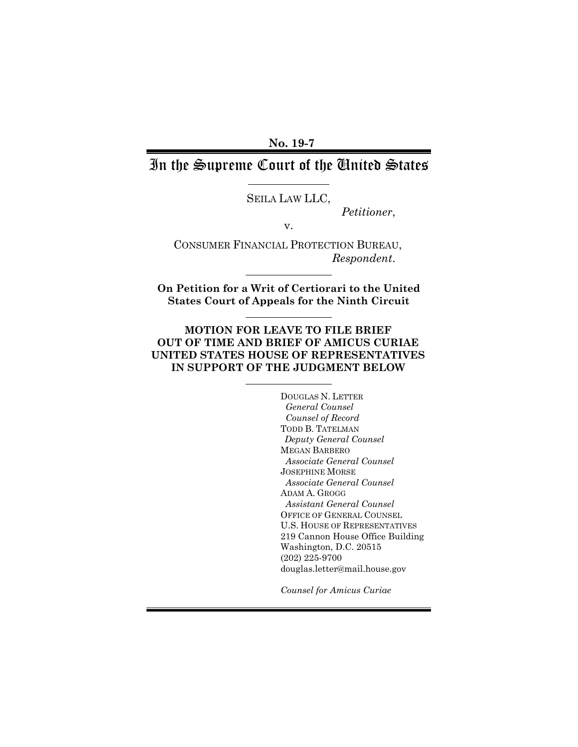**No. 19-7**

# In the Supreme Court of the United States

SEILA LAW LLC,

*Petitioner*,

v.

CONSUMER FINANCIAL PROTECTION BUREAU,

*Respondent*.

**On Petition for a Writ of Certiorari to the United States Court of Appeals for the Ninth Circuit**

**MOTION FOR LEAVE TO FILE BRIEF OUT OF TIME AND BRIEF OF AMICUS CURIAE UNITED STATES HOUSE OF REPRESENTATIVES IN SUPPORT OF THE JUDGMENT BELOW**

DOUGLAS N. LETTER
*General Counsel*
*Counsel of Record*
TODD B. TATELMAN
*Deputy General Counsel*
MEGAN BARBERO
*Associate General Counsel*
JOSEPHINE MORSE
*Associate General Counsel*
ADAM A. GROGG
*Assistant General Counsel*
OFFICE OF GENERAL COUNSEL
U.S. HOUSE OF REPRESENTATIVES
219 Cannon House Office Building
Washington, D.C. 20515
(202) 225-9700
douglas.letter@mail.house.gov

*Counsel for Amicus Curiae*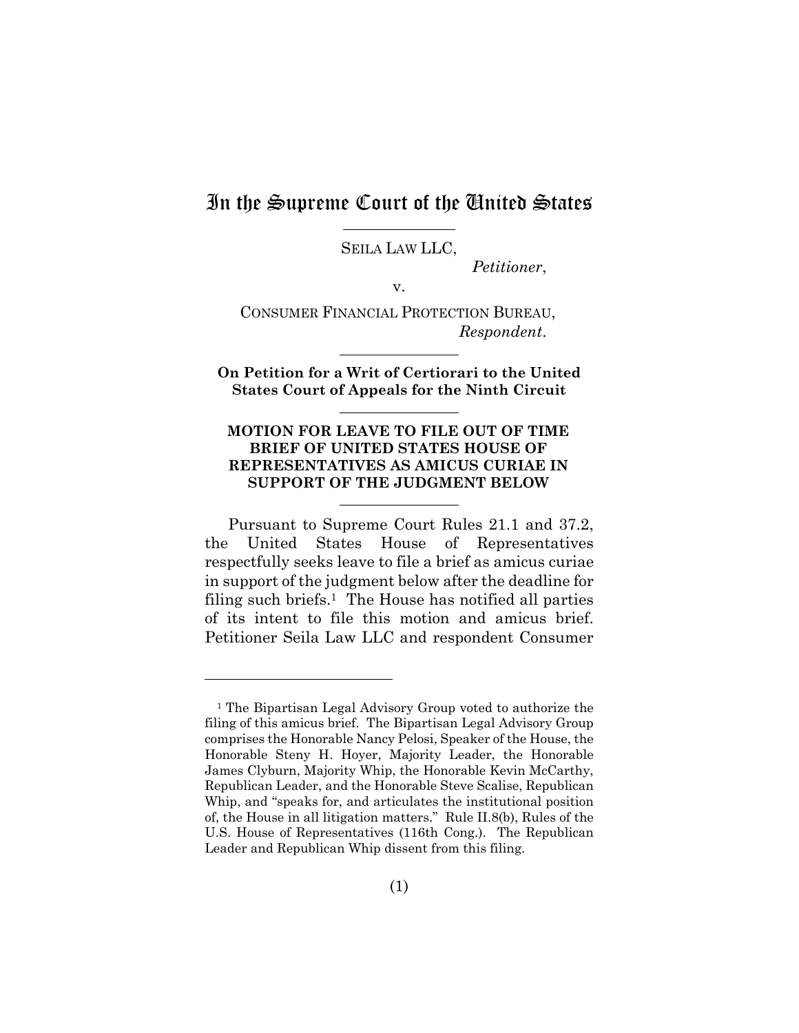# In the Supreme Court of the United States

SEILA LAW LLC,

*Petitioner*,

v.

CONSUMER FINANCIAL PROTECTION BUREAU,

*Respondent*.

**On Petition for a Writ of Certiorari to the United States Court of Appeals for the Ninth Circuit**

**MOTION FOR LEAVE TO FILE OUT OF TIME BRIEF OF UNITED STATES HOUSE OF REPRESENTATIVES AS AMICUS CURIAE IN SUPPORT OF THE JUDGMENT BELOW**

Pursuant to Supreme Court Rules 21.1 and 37.2, the United States House of Representatives respectfully seeks leave to file a brief as amicus curiae in support of the judgment below after the deadline for filing such briefs.[1] The House has notified all parties of its intent to file this motion and amicus brief. Petitioner Seila Law LLC and respondent Consumer

---

[1] The Bipartisan Legal Advisory Group voted to authorize the filing of this amicus brief. The Bipartisan Legal Advisory Group comprises the Honorable Nancy Pelosi, Speaker of the House, the Honorable Steny H. Hoyer, Majority Leader, the Honorable James Clyburn, Majority Whip, the Honorable Kevin McCarthy, Republican Leader, and the Honorable Steve Scalise, Republican Whip, and "speaks for, and articulates the institutional position of, the House in all litigation matters." Rule II.8(b), Rules of the U.S. House of Representatives (116th Cong.). The Republican Leader and Republican Whip dissent from this filing.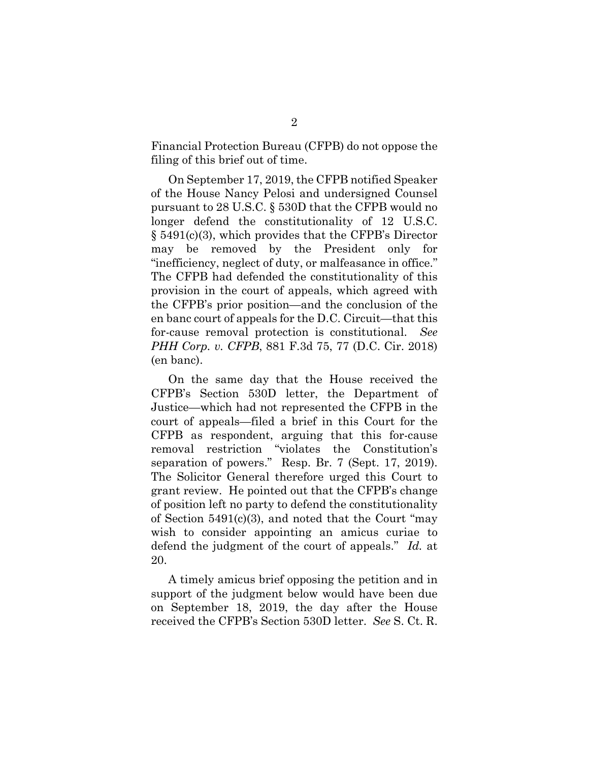Financial Protection Bureau (CFPB) do not oppose the filing of this brief out of time.

On September 17, 2019, the CFPB notified Speaker of the House Nancy Pelosi and undersigned Counsel pursuant to 28 U.S.C. § 530D that the CFPB would no longer defend the constitutionality of 12 U.S.C. § 5491(c)(3), which provides that the CFPB's Director may be removed by the President only for "inefficiency, neglect of duty, or malfeasance in office." The CFPB had defended the constitutionality of this provision in the court of appeals, which agreed with the CFPB's prior position—and the conclusion of the en banc court of appeals for the D.C. Circuit—that this for-cause removal protection is constitutional. *See PHH Corp. v. CFPB*, 881 F.3d 75, 77 (D.C. Cir. 2018) (en banc).

On the same day that the House received the CFPB's Section 530D letter, the Department of Justice—which had not represented the CFPB in the court of appeals—filed a brief in this Court for the CFPB as respondent, arguing that this for-cause removal restriction "violates the Constitution's separation of powers." Resp. Br. 7 (Sept. 17, 2019). The Solicitor General therefore urged this Court to grant review. He pointed out that the CFPB's change of position left no party to defend the constitutionality of Section 5491(c)(3), and noted that the Court "may wish to consider appointing an amicus curiae to defend the judgment of the court of appeals." *Id.* at 20.

A timely amicus brief opposing the petition and in support of the judgment below would have been due on September 18, 2019, the day after the House received the CFPB's Section 530D letter. *See* S. Ct. R.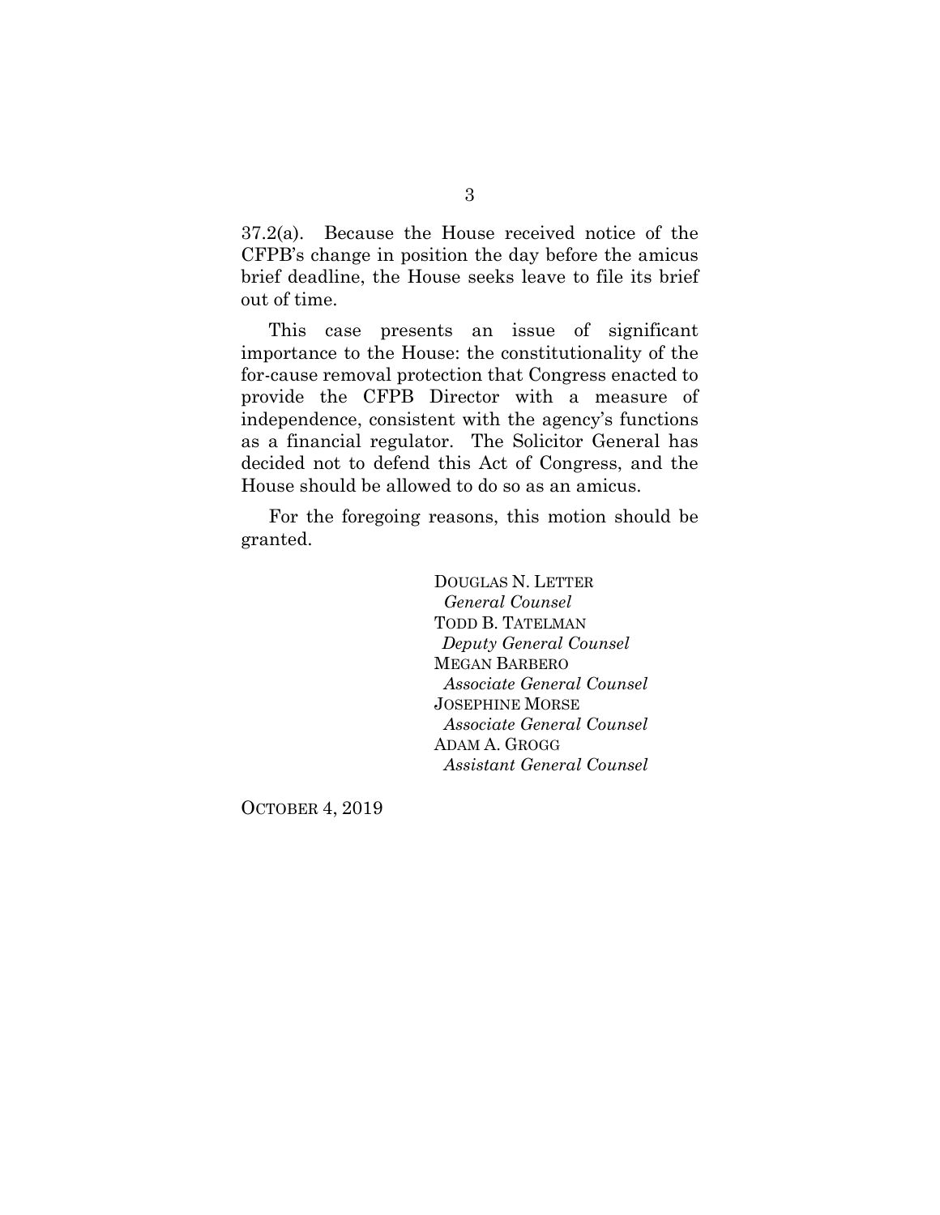37.2(a). Because the House received notice of the CFPB's change in position the day before the amicus brief deadline, the House seeks leave to file its brief out of time.

This case presents an issue of significant importance to the House: the constitutionality of the for-cause removal protection that Congress enacted to provide the CFPB Director with a measure of independence, consistent with the agency's functions as a financial regulator. The Solicitor General has decided not to defend this Act of Congress, and the House should be allowed to do so as an amicus.

For the foregoing reasons, this motion should be granted.

DOUGLAS N. LETTER
*General Counsel*
TODD B. TATELMAN
*Deputy General Counsel*
MEGAN BARBERO
*Associate General Counsel*
JOSEPHINE MORSE
*Associate General Counsel*
ADAM A. GROGG
*Assistant General Counsel*

OCTOBER 4, 2019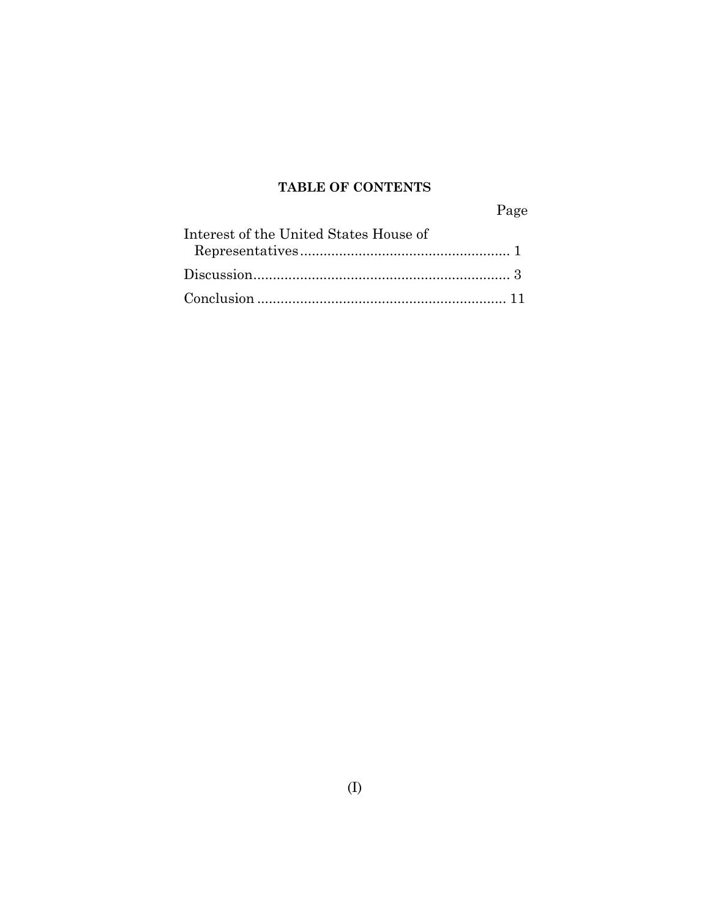**TABLE OF CONTENTS**

| | Page |
|---|---|
| Interest of the United States House of Representatives | 1 |
| Discussion | 3 |
| Conclusion | 11 |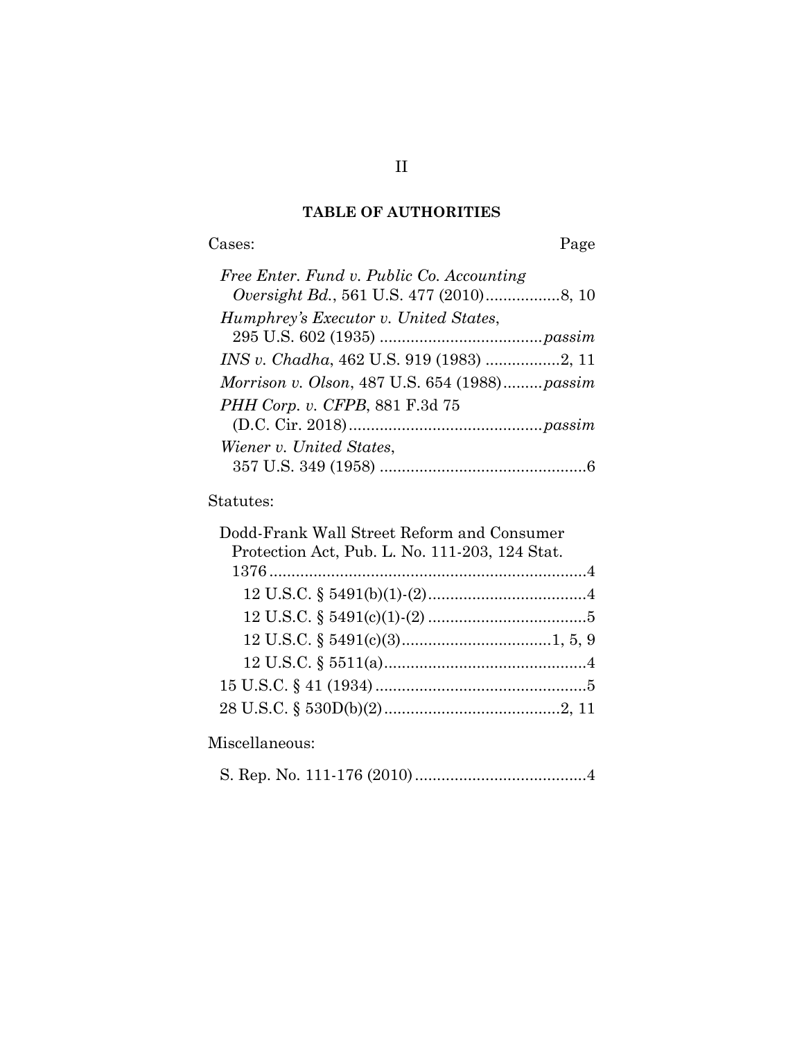## TABLE OF AUTHORITIES

Cases: Page

*Free Enter. Fund v. Public Co. Accounting Oversight Bd.*, 561 U.S. 477 (2010)................8, 10

*Humphrey's Executor v. United States*, 295 U.S. 602 (1935) ....................................*passim*

*INS v. Chadha*, 462 U.S. 919 (1983) .................2, 11

*Morrison v. Olson*, 487 U.S. 654 (1988).........*passim*

*PHH Corp. v. CFPB*, 881 F.3d 75 (D.C. Cir. 2018)...........................................*passim*

*Wiener v. United States*, 357 U.S. 349 (1958) ..............................................6

Statutes:

Dodd-Frank Wall Street Reform and Consumer Protection Act, Pub. L. No. 111-203, 124 Stat. 1376.......................................................................4

- 12 U.S.C. § 5491(b)(1)-(2)...................................4
- 12 U.S.C. § 5491(c)(1)-(2) ...................................5
- 12 U.S.C. § 5491(c)(3).................................1, 5, 9
- 12 U.S.C. § 5511(a)..............................................4

15 U.S.C. § 41 (1934) ................................................5

28 U.S.C. § 530D(b)(2)........................................2, 11

Miscellaneous:

S. Rep. No. 111-176 (2010).......................................4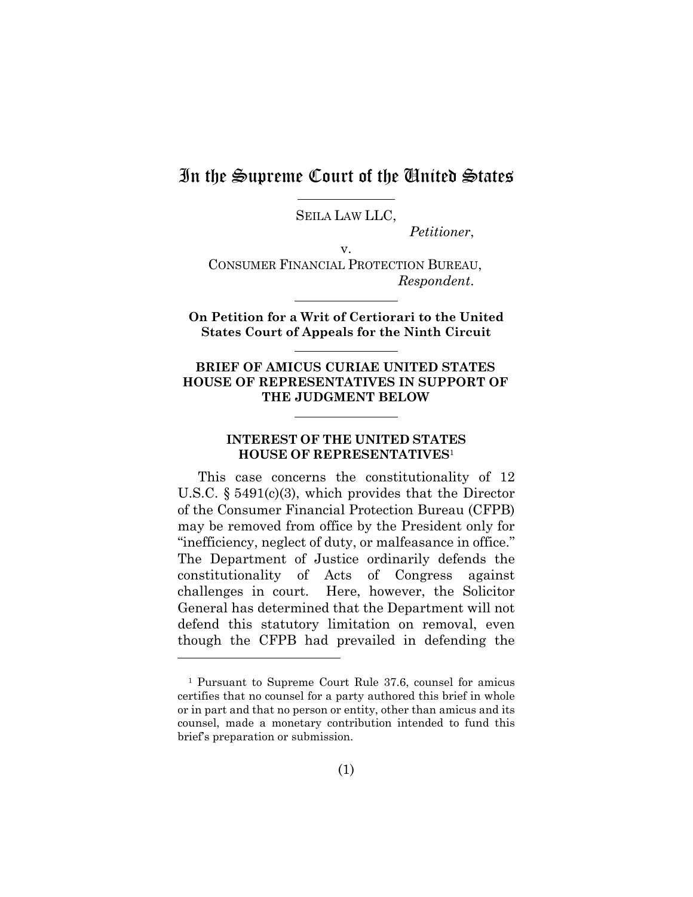# In the Supreme Court of the United States

SEILA LAW LLC,

*Petitioner*,

v.

CONSUMER FINANCIAL PROTECTION BUREAU,

*Respondent*.

**On Petition for a Writ of Certiorari to the United States Court of Appeals for the Ninth Circuit**

**BRIEF OF AMICUS CURIAE UNITED STATES HOUSE OF REPRESENTATIVES IN SUPPORT OF THE JUDGMENT BELOW**

## INTEREST OF THE UNITED STATES HOUSE OF REPRESENTATIVES[1]

This case concerns the constitutionality of 12 U.S.C. § 5491(c)(3), which provides that the Director of the Consumer Financial Protection Bureau (CFPB) may be removed from office by the President only for "inefficiency, neglect of duty, or malfeasance in office." The Department of Justice ordinarily defends the constitutionality of Acts of Congress against challenges in court. Here, however, the Solicitor General has determined that the Department will not defend this statutory limitation on removal, even though the CFPB had prevailed in defending the

---

[1] Pursuant to Supreme Court Rule 37.6, counsel for amicus certifies that no counsel for a party authored this brief in whole or in part and that no person or entity, other than amicus and its counsel, made a monetary contribution intended to fund this brief's preparation or submission.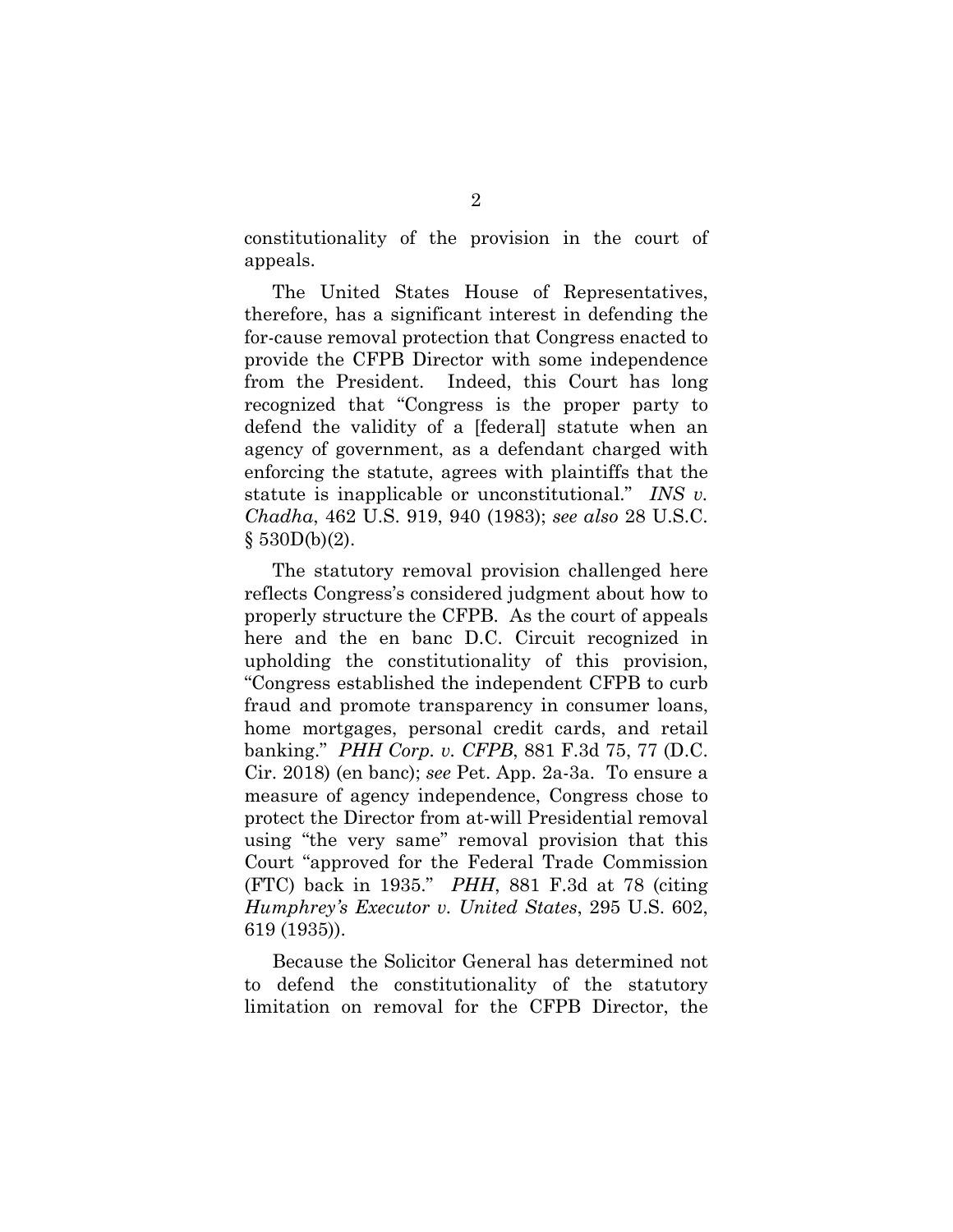constitutionality of the provision in the court of appeals.

The United States House of Representatives, therefore, has a significant interest in defending the for-cause removal protection that Congress enacted to provide the CFPB Director with some independence from the President. Indeed, this Court has long recognized that "Congress is the proper party to defend the validity of a [federal] statute when an agency of government, as a defendant charged with enforcing the statute, agrees with plaintiffs that the statute is inapplicable or unconstitutional." *INS v. Chadha*, 462 U.S. 919, 940 (1983); *see also* 28 U.S.C. § 530D(b)(2).

The statutory removal provision challenged here reflects Congress's considered judgment about how to properly structure the CFPB. As the court of appeals here and the en banc D.C. Circuit recognized in upholding the constitutionality of this provision, "Congress established the independent CFPB to curb fraud and promote transparency in consumer loans, home mortgages, personal credit cards, and retail banking." *PHH Corp. v. CFPB*, 881 F.3d 75, 77 (D.C. Cir. 2018) (en banc); *see* Pet. App. 2a-3a. To ensure a measure of agency independence, Congress chose to protect the Director from at-will Presidential removal using "the very same" removal provision that this Court "approved for the Federal Trade Commission (FTC) back in 1935." *PHH*, 881 F.3d at 78 (citing *Humphrey's Executor v. United States*, 295 U.S. 602, 619 (1935)).

Because the Solicitor General has determined not to defend the constitutionality of the statutory limitation on removal for the CFPB Director, the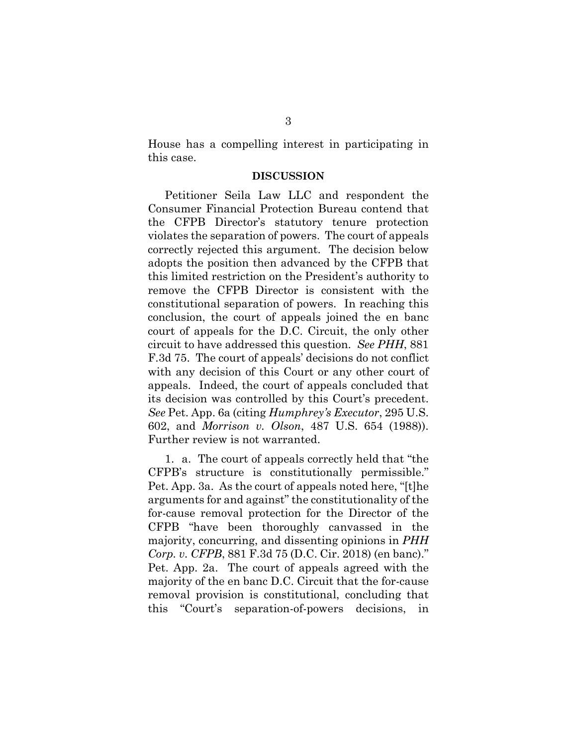House has a compelling interest in participating in this case.

**DISCUSSION**

Petitioner Seila Law LLC and respondent the Consumer Financial Protection Bureau contend that the CFPB Director's statutory tenure protection violates the separation of powers. The court of appeals correctly rejected this argument. The decision below adopts the position then advanced by the CFPB that this limited restriction on the President's authority to remove the CFPB Director is consistent with the constitutional separation of powers. In reaching this conclusion, the court of appeals joined the en banc court of appeals for the D.C. Circuit, the only other circuit to have addressed this question. *See PHH*, 881 F.3d 75. The court of appeals' decisions do not conflict with any decision of this Court or any other court of appeals. Indeed, the court of appeals concluded that its decision was controlled by this Court's precedent. *See* Pet. App. 6a (citing *Humphrey's Executor*, 295 U.S. 602, and *Morrison v. Olson*, 487 U.S. 654 (1988)). Further review is not warranted.

1. a. The court of appeals correctly held that "the CFPB's structure is constitutionally permissible." Pet. App. 3a. As the court of appeals noted here, "[t]he arguments for and against" the constitutionality of the for-cause removal protection for the Director of the CFPB "have been thoroughly canvassed in the majority, concurring, and dissenting opinions in *PHH Corp. v. CFPB*, 881 F.3d 75 (D.C. Cir. 2018) (en banc)." Pet. App. 2a. The court of appeals agreed with the majority of the en banc D.C. Circuit that the for-cause removal provision is constitutional, concluding that this "Court's separation-of-powers decisions, in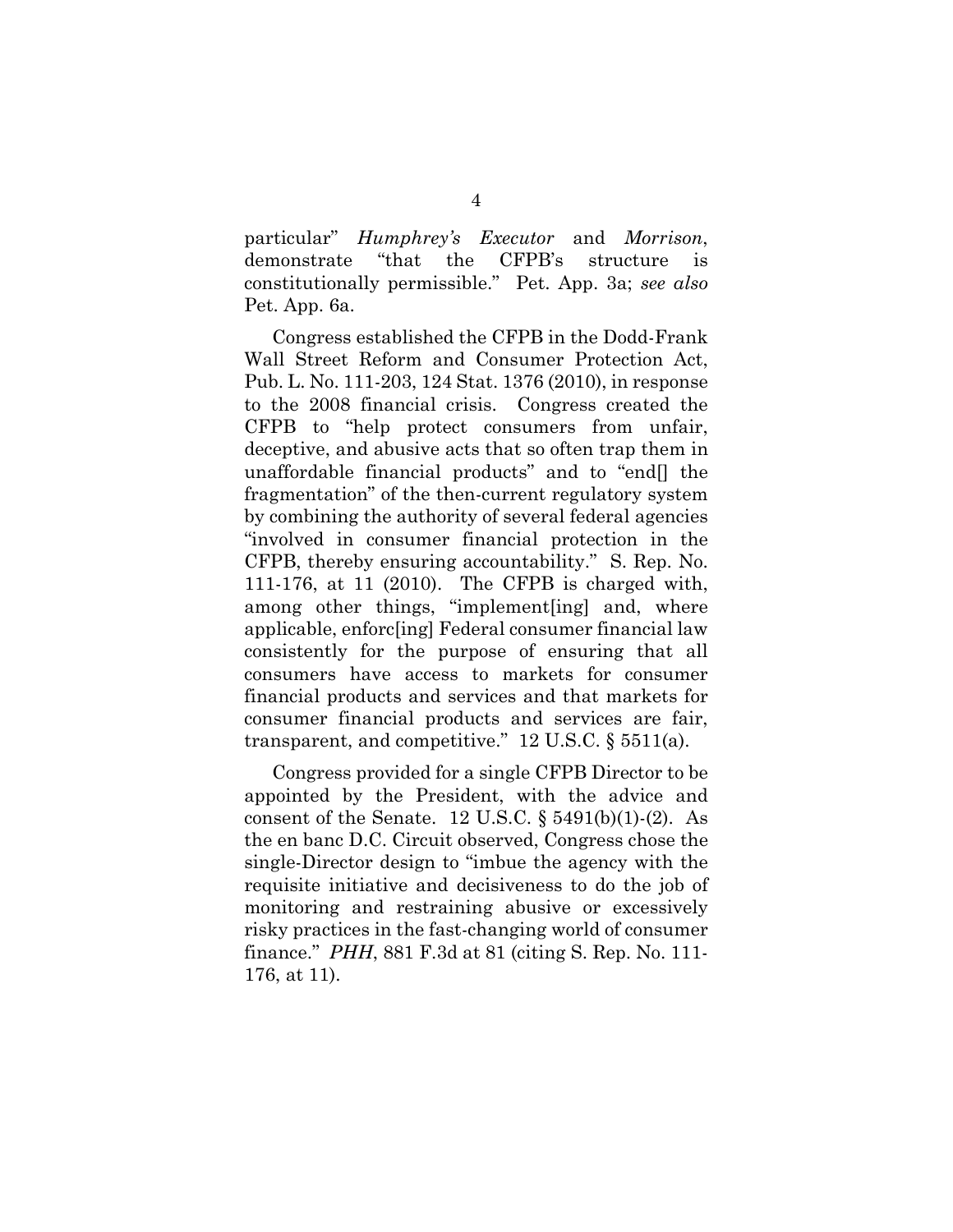particular" *Humphrey's Executor* and *Morrison*, demonstrate "that the CFPB's structure is constitutionally permissible." Pet. App. 3a; *see also* Pet. App. 6a.

Congress established the CFPB in the Dodd-Frank Wall Street Reform and Consumer Protection Act, Pub. L. No. 111-203, 124 Stat. 1376 (2010), in response to the 2008 financial crisis. Congress created the CFPB to "help protect consumers from unfair, deceptive, and abusive acts that so often trap them in unaffordable financial products" and to "end[] the fragmentation" of the then-current regulatory system by combining the authority of several federal agencies "involved in consumer financial protection in the CFPB, thereby ensuring accountability." S. Rep. No. 111-176, at 11 (2010). The CFPB is charged with, among other things, "implement[ing] and, where applicable, enforc[ing] Federal consumer financial law consistently for the purpose of ensuring that all consumers have access to markets for consumer financial products and services and that markets for consumer financial products and services are fair, transparent, and competitive." 12 U.S.C. § 5511(a).

Congress provided for a single CFPB Director to be appointed by the President, with the advice and consent of the Senate. 12 U.S.C. § 5491(b)(1)-(2). As the en banc D.C. Circuit observed, Congress chose the single-Director design to "imbue the agency with the requisite initiative and decisiveness to do the job of monitoring and restraining abusive or excessively risky practices in the fast-changing world of consumer finance." *PHH*, 881 F.3d at 81 (citing S. Rep. No. 111-176, at 11).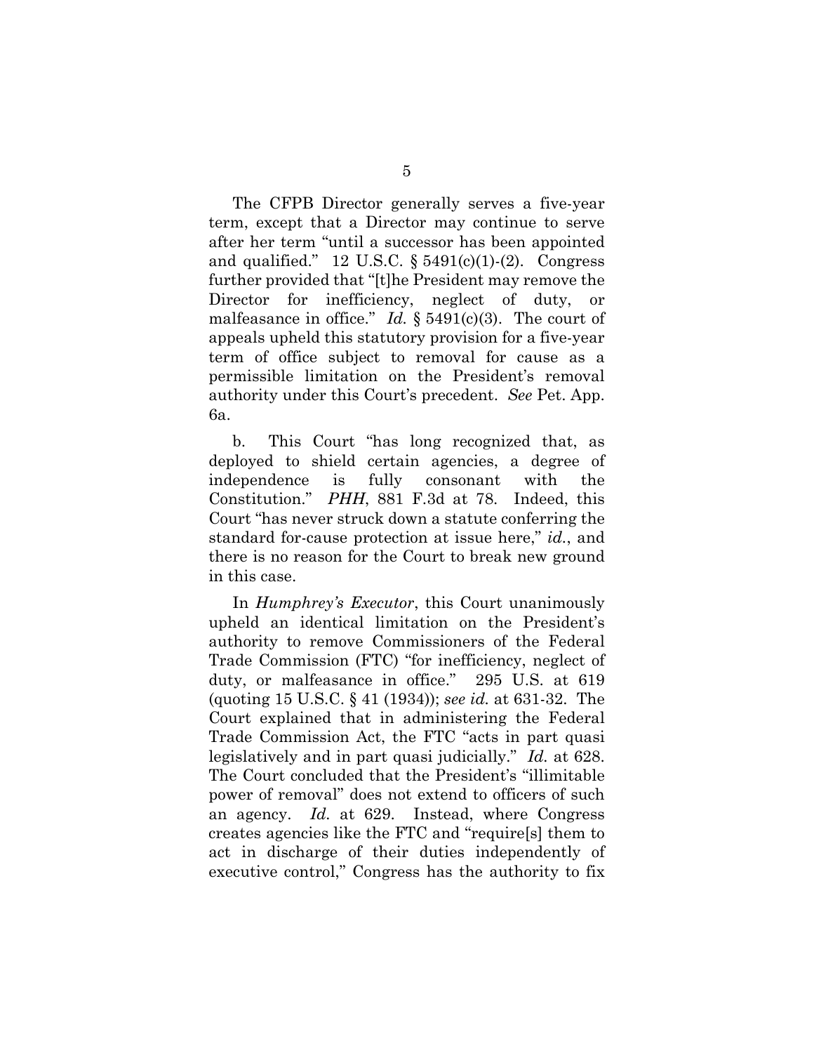The CFPB Director generally serves a five-year term, except that a Director may continue to serve after her term "until a successor has been appointed and qualified." 12 U.S.C. § 5491(c)(1)-(2). Congress further provided that "[t]he President may remove the Director for inefficiency, neglect of duty, or malfeasance in office." *Id.* § 5491(c)(3). The court of appeals upheld this statutory provision for a five-year term of office subject to removal for cause as a permissible limitation on the President's removal authority under this Court's precedent. *See* Pet. App. 6a.

b. This Court "has long recognized that, as deployed to shield certain agencies, a degree of independence is fully consonant with the Constitution." *PHH*, 881 F.3d at 78. Indeed, this Court "has never struck down a statute conferring the standard for-cause protection at issue here," *id.*, and there is no reason for the Court to break new ground in this case.

In *Humphrey's Executor*, this Court unanimously upheld an identical limitation on the President's authority to remove Commissioners of the Federal Trade Commission (FTC) "for inefficiency, neglect of duty, or malfeasance in office." 295 U.S. at 619 (quoting 15 U.S.C. § 41 (1934)); *see id.* at 631-32. The Court explained that in administering the Federal Trade Commission Act, the FTC "acts in part quasi legislatively and in part quasi judicially." *Id.* at 628. The Court concluded that the President's "illimitable power of removal" does not extend to officers of such an agency. *Id.* at 629. Instead, where Congress creates agencies like the FTC and "require[s] them to act in discharge of their duties independently of executive control," Congress has the authority to fix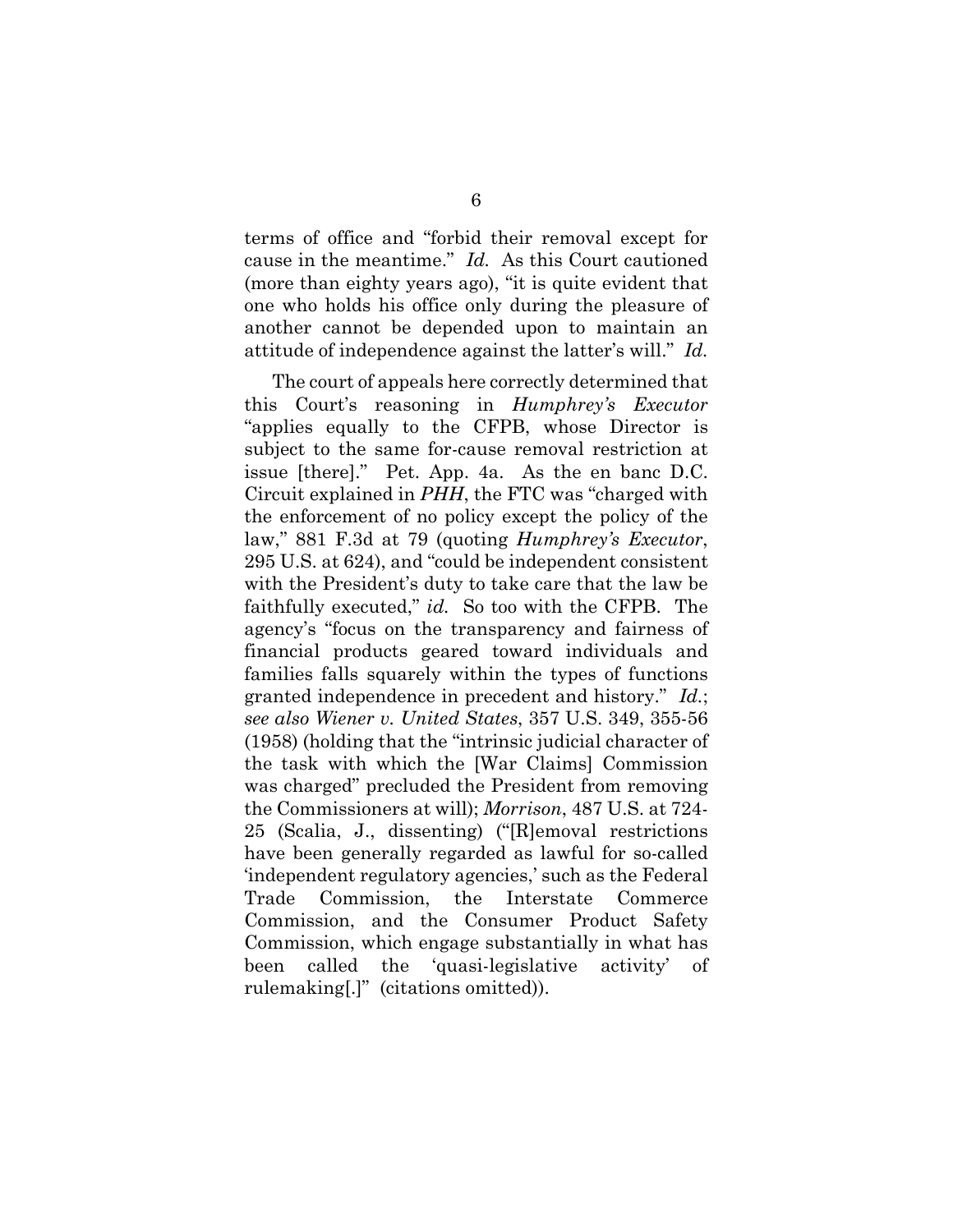terms of office and "forbid their removal except for cause in the meantime." *Id.* As this Court cautioned (more than eighty years ago), "it is quite evident that one who holds his office only during the pleasure of another cannot be depended upon to maintain an attitude of independence against the latter's will." *Id.*

The court of appeals here correctly determined that this Court's reasoning in *Humphrey's Executor* "applies equally to the CFPB, whose Director is subject to the same for-cause removal restriction at issue [there]." Pet. App. 4a. As the en banc D.C. Circuit explained in *PHH*, the FTC was "charged with the enforcement of no policy except the policy of the law," 881 F.3d at 79 (quoting *Humphrey's Executor*, 295 U.S. at 624), and "could be independent consistent with the President's duty to take care that the law be faithfully executed," *id.* So too with the CFPB. The agency's "focus on the transparency and fairness of financial products geared toward individuals and families falls squarely within the types of functions granted independence in precedent and history." *Id.*; *see also Wiener v. United States*, 357 U.S. 349, 355-56 (1958) (holding that the "intrinsic judicial character of the task with which the [War Claims] Commission was charged" precluded the President from removing the Commissioners at will); *Morrison*, 487 U.S. at 724-25 (Scalia, J., dissenting) ("[R]emoval restrictions have been generally regarded as lawful for so-called 'independent regulatory agencies,' such as the Federal Trade Commission, the Interstate Commerce Commission, and the Consumer Product Safety Commission, which engage substantially in what has been called the 'quasi-legislative activity' of rulemaking[.]" (citations omitted)).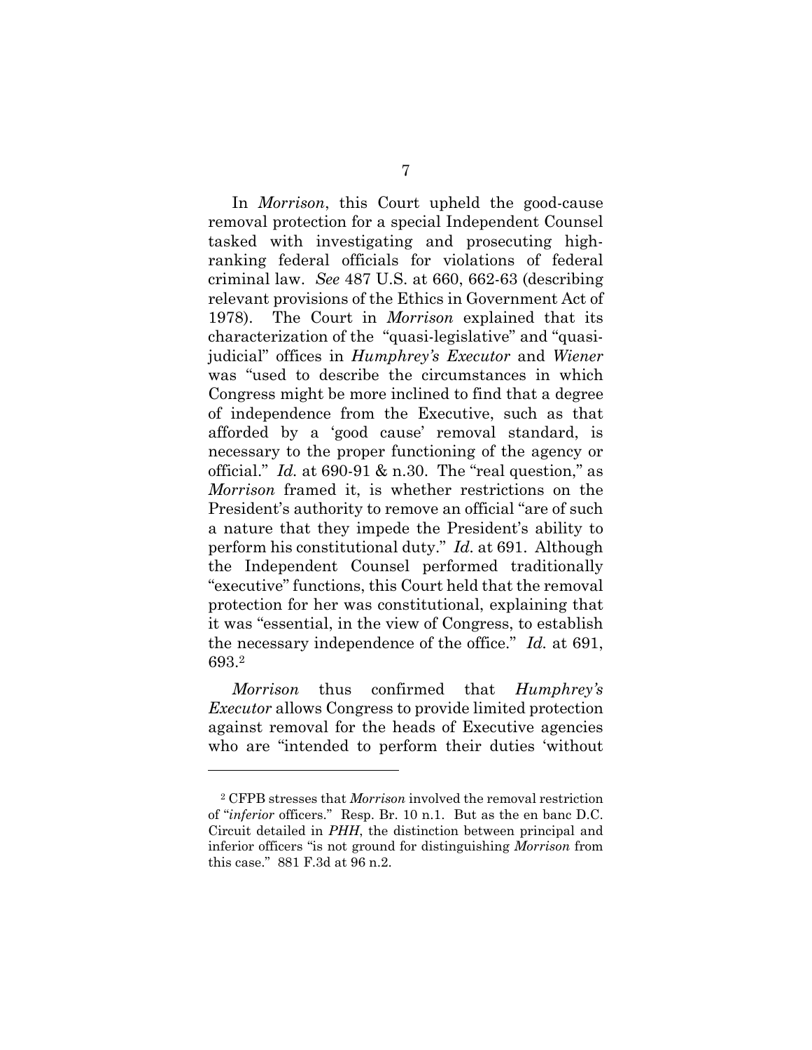In *Morrison*, this Court upheld the good-cause removal protection for a special Independent Counsel tasked with investigating and prosecuting high-ranking federal officials for violations of federal criminal law. *See* 487 U.S. at 660, 662-63 (describing relevant provisions of the Ethics in Government Act of 1978). The Court in *Morrison* explained that its characterization of the "quasi-legislative" and "quasi-judicial" offices in *Humphrey's Executor* and *Wiener* was "used to describe the circumstances in which Congress might be more inclined to find that a degree of independence from the Executive, such as that afforded by a 'good cause' removal standard, is necessary to the proper functioning of the agency or official." *Id.* at 690-91 & n.30. The "real question," as *Morrison* framed it, is whether restrictions on the President's authority to remove an official "are of such a nature that they impede the President's ability to perform his constitutional duty." *Id.* at 691. Although the Independent Counsel performed traditionally "executive" functions, this Court held that the removal protection for her was constitutional, explaining that it was "essential, in the view of Congress, to establish the necessary independence of the office." *Id.* at 691, 693.[2]

*Morrison* thus confirmed that *Humphrey's Executor* allows Congress to provide limited protection against removal for the heads of Executive agencies who are "intended to perform their duties 'without

---

[2] CFPB stresses that *Morrison* involved the removal restriction of "*inferior* officers." Resp. Br. 10 n.1. But as the en banc D.C. Circuit detailed in *PHH*, the distinction between principal and inferior officers "is not ground for distinguishing *Morrison* from this case." 881 F.3d at 96 n.2.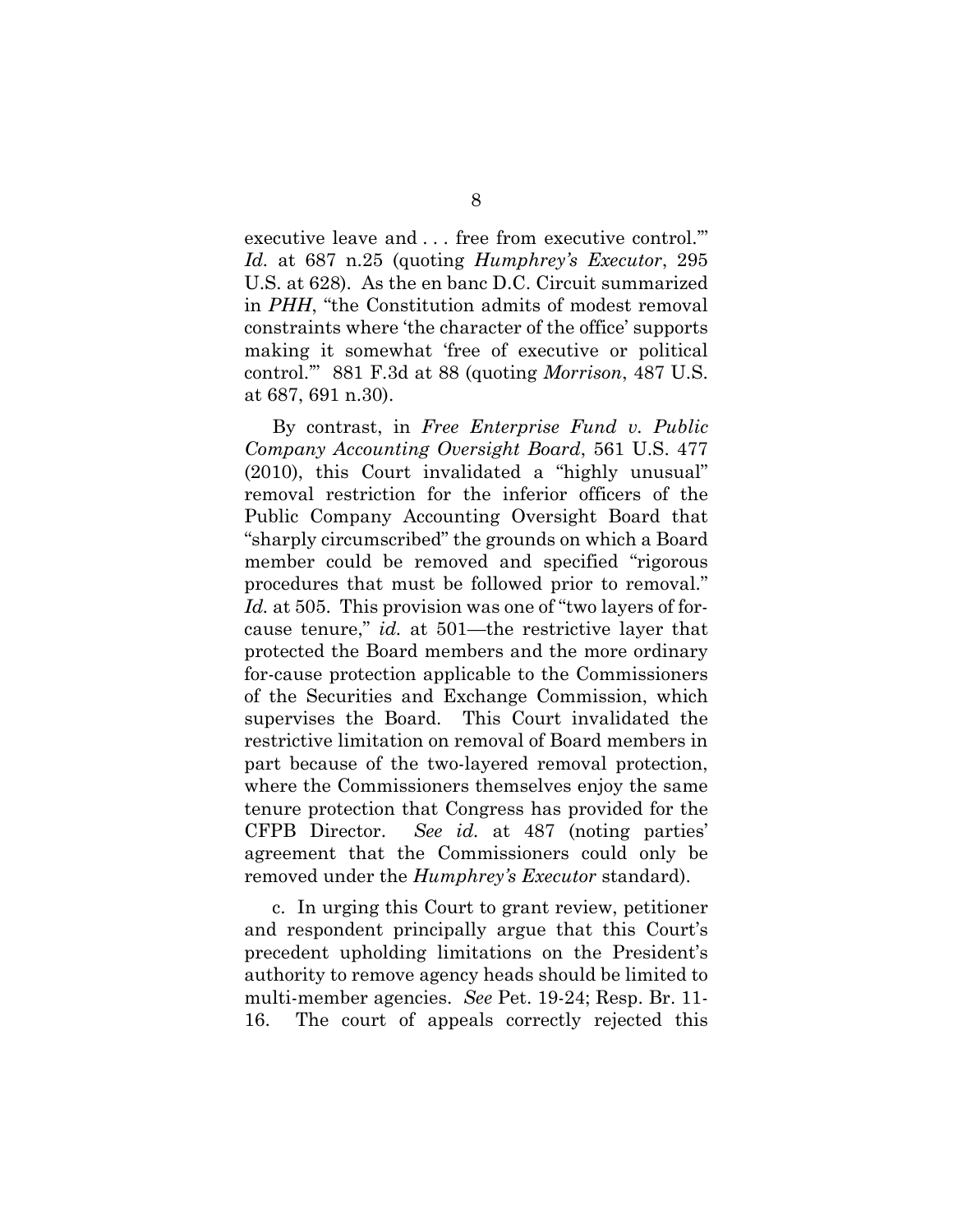executive leave and . . . free from executive control.'" *Id.* at 687 n.25 (quoting *Humphrey's Executor*, 295 U.S. at 628). As the en banc D.C. Circuit summarized in *PHH*, "the Constitution admits of modest removal constraints where 'the character of the office' supports making it somewhat 'free of executive or political control.'" 881 F.3d at 88 (quoting *Morrison*, 487 U.S. at 687, 691 n.30).

By contrast, in *Free Enterprise Fund v. Public Company Accounting Oversight Board*, 561 U.S. 477 (2010), this Court invalidated a "highly unusual" removal restriction for the inferior officers of the Public Company Accounting Oversight Board that "sharply circumscribed" the grounds on which a Board member could be removed and specified "rigorous procedures that must be followed prior to removal." *Id.* at 505. This provision was one of "two layers of for-cause tenure," *id.* at 501—the restrictive layer that protected the Board members and the more ordinary for-cause protection applicable to the Commissioners of the Securities and Exchange Commission, which supervises the Board. This Court invalidated the restrictive limitation on removal of Board members in part because of the two-layered removal protection, where the Commissioners themselves enjoy the same tenure protection that Congress has provided for the CFPB Director. *See id.* at 487 (noting parties' agreement that the Commissioners could only be removed under the *Humphrey's Executor* standard).

c. In urging this Court to grant review, petitioner and respondent principally argue that this Court's precedent upholding limitations on the President's authority to remove agency heads should be limited to multi-member agencies. *See* Pet. 19-24; Resp. Br. 11-16. The court of appeals correctly rejected this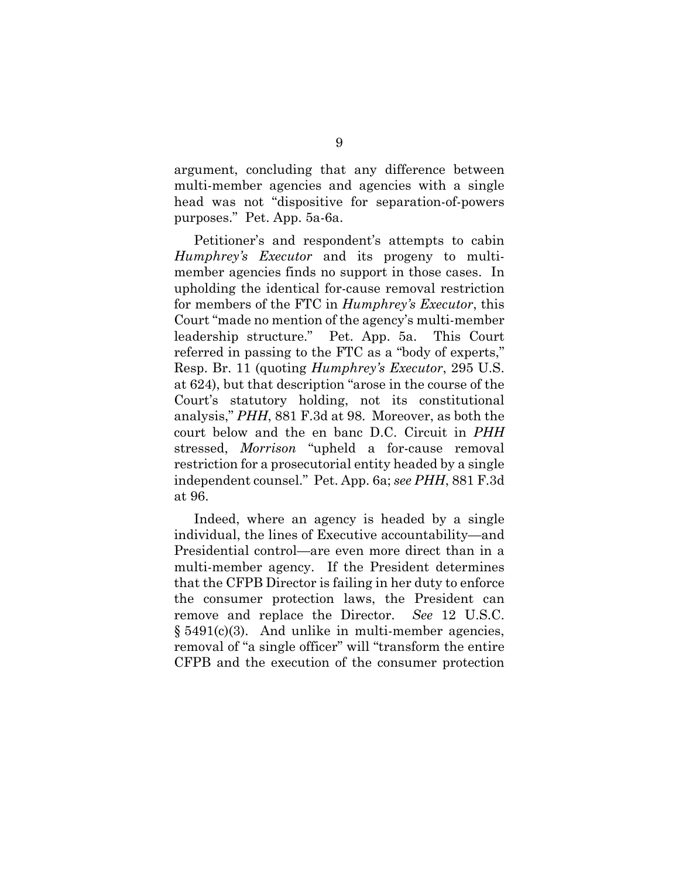argument, concluding that any difference between multi-member agencies and agencies with a single head was not "dispositive for separation-of-powers purposes." Pet. App. 5a-6a.

Petitioner's and respondent's attempts to cabin *Humphrey's Executor* and its progeny to multi-member agencies finds no support in those cases. In upholding the identical for-cause removal restriction for members of the FTC in *Humphrey's Executor*, this Court "made no mention of the agency's multi-member leadership structure." Pet. App. 5a. This Court referred in passing to the FTC as a "body of experts," Resp. Br. 11 (quoting *Humphrey's Executor*, 295 U.S. at 624), but that description "arose in the course of the Court's statutory holding, not its constitutional analysis," *PHH*, 881 F.3d at 98. Moreover, as both the court below and the en banc D.C. Circuit in *PHH* stressed, *Morrison* "upheld a for-cause removal restriction for a prosecutorial entity headed by a single independent counsel." Pet. App. 6a; *see PHH*, 881 F.3d at 96.

Indeed, where an agency is headed by a single individual, the lines of Executive accountability—and Presidential control—are even more direct than in a multi-member agency. If the President determines that the CFPB Director is failing in her duty to enforce the consumer protection laws, the President can remove and replace the Director. *See* 12 U.S.C. § 5491(c)(3). And unlike in multi-member agencies, removal of "a single officer" will "transform the entire CFPB and the execution of the consumer protection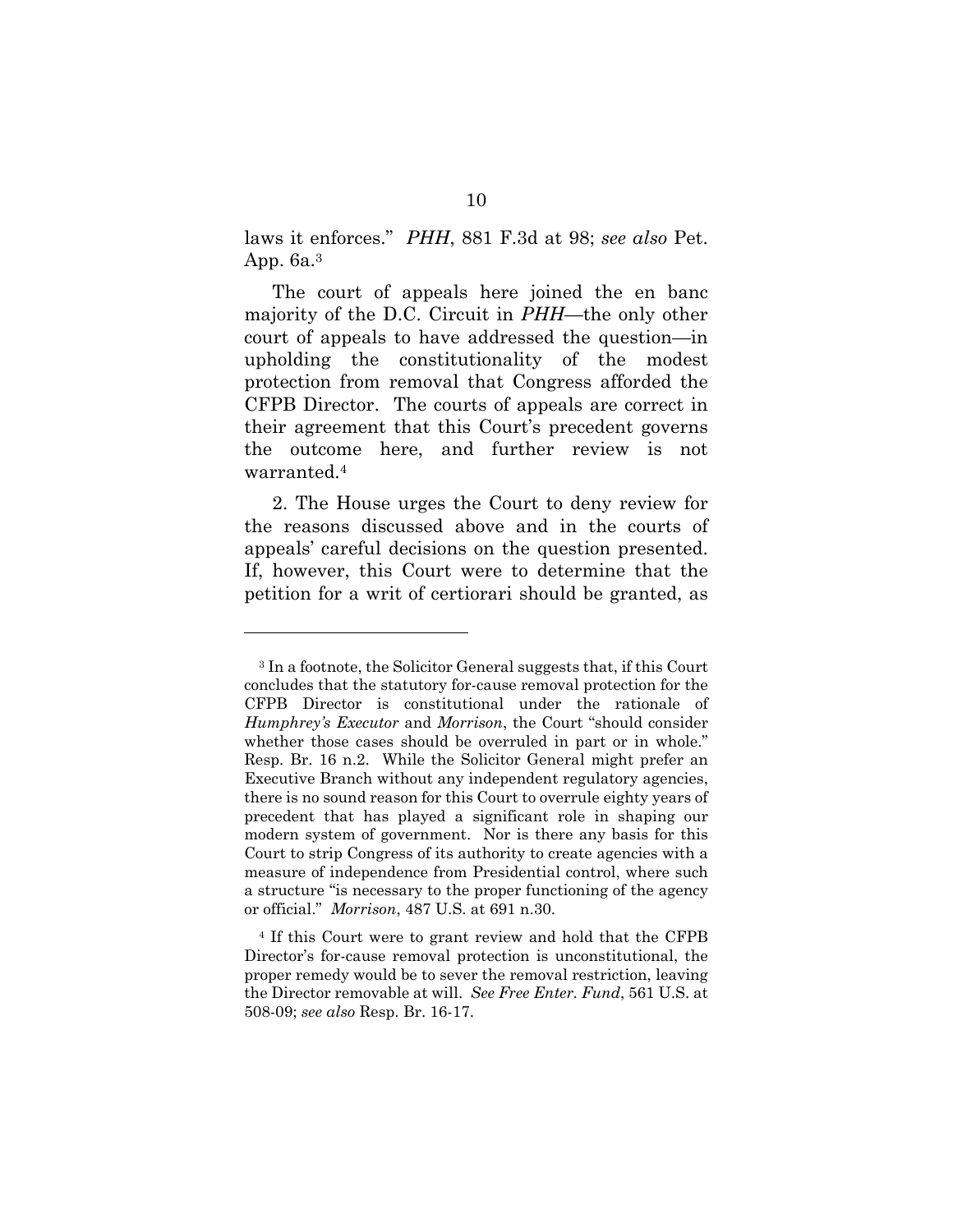laws it enforces." *PHH*, 881 F.3d at 98; *see also* Pet. App. 6a.[3]

The court of appeals here joined the en banc majority of the D.C. Circuit in *PHH*—the only other court of appeals to have addressed the question—in upholding the constitutionality of the modest protection from removal that Congress afforded the CFPB Director. The courts of appeals are correct in their agreement that this Court's precedent governs the outcome here, and further review is not warranted.[4]

2. The House urges the Court to deny review for the reasons discussed above and in the courts of appeals' careful decisions on the question presented. If, however, this Court were to determine that the petition for a writ of certiorari should be granted, as

---

[3] In a footnote, the Solicitor General suggests that, if this Court concludes that the statutory for-cause removal protection for the CFPB Director is constitutional under the rationale of *Humphrey's Executor* and *Morrison*, the Court "should consider whether those cases should be overruled in part or in whole." Resp. Br. 16 n.2. While the Solicitor General might prefer an Executive Branch without any independent regulatory agencies, there is no sound reason for this Court to overrule eighty years of precedent that has played a significant role in shaping our modern system of government. Nor is there any basis for this Court to strip Congress of its authority to create agencies with a measure of independence from Presidential control, where such a structure "is necessary to the proper functioning of the agency or official." *Morrison*, 487 U.S. at 691 n.30.

[4] If this Court were to grant review and hold that the CFPB Director's for-cause removal protection is unconstitutional, the proper remedy would be to sever the removal restriction, leaving the Director removable at will. *See Free Enter. Fund*, 561 U.S. at 508-09; *see also* Resp. Br. 16-17.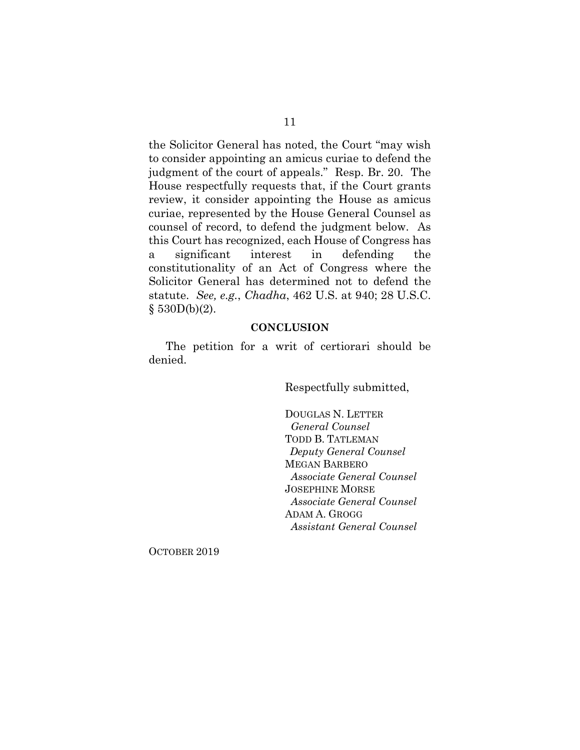the Solicitor General has noted, the Court "may wish to consider appointing an amicus curiae to defend the judgment of the court of appeals." Resp. Br. 20. The House respectfully requests that, if the Court grants review, it consider appointing the House as amicus curiae, represented by the House General Counsel as counsel of record, to defend the judgment below. As this Court has recognized, each House of Congress has a significant interest in defending the constitutionality of an Act of Congress where the Solicitor General has determined not to defend the statute. *See, e.g.*, *Chadha*, 462 U.S. at 940; 28 U.S.C. § 530D(b)(2).

## CONCLUSION

The petition for a writ of certiorari should be denied.

Respectfully submitted,

DOUGLAS N. LETTER
*General Counsel*
TODD B. TATLEMAN
*Deputy General Counsel*
MEGAN BARBERO
*Associate General Counsel*
JOSEPHINE MORSE
*Associate General Counsel*
ADAM A. GROGG
*Assistant General Counsel*

OCTOBER 2019